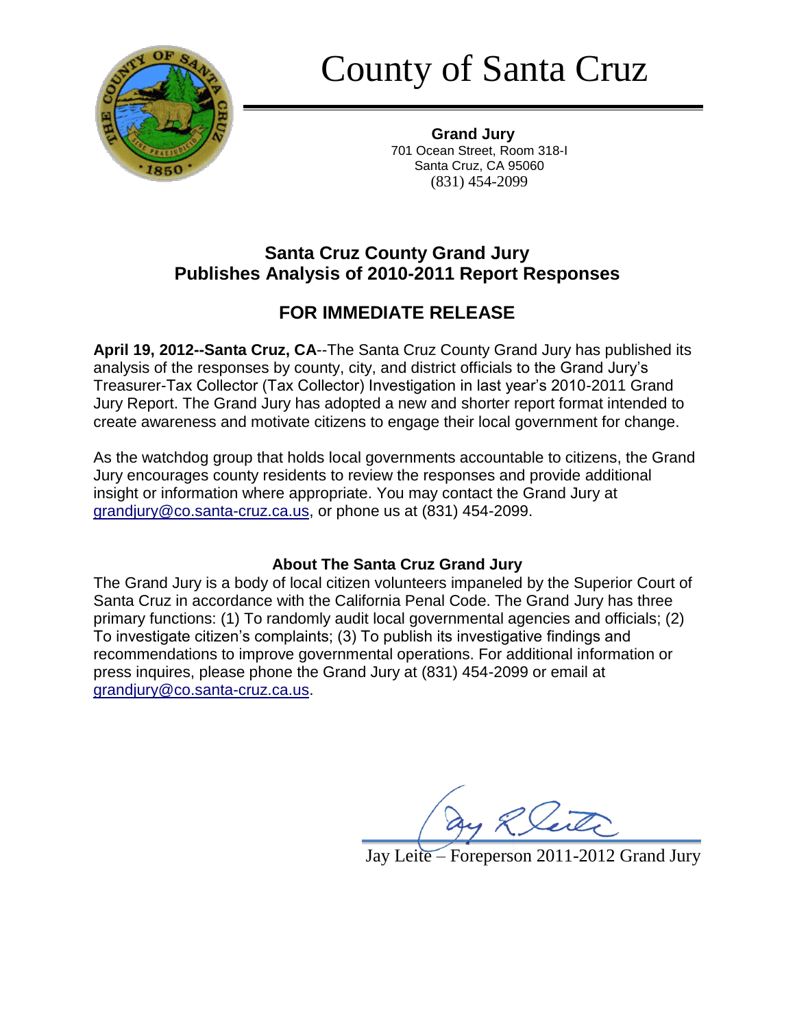# County of Santa Cruz

**Grand Jury**
701 Ocean Street, Room 318-I
Santa Cruz, CA 95060
(831) 454-2099

## Santa Cruz County Grand Jury Publishes Analysis of 2010-2011 Report Responses

## FOR IMMEDIATE RELEASE

**April 19, 2012--Santa Cruz, CA**--The Santa Cruz County Grand Jury has published its analysis of the responses by county, city, and district officials to the Grand Jury's Treasurer-Tax Collector (Tax Collector) Investigation in last year's 2010-2011 Grand Jury Report. The Grand Jury has adopted a new and shorter report format intended to create awareness and motivate citizens to engage their local government for change.

As the watchdog group that holds local governments accountable to citizens, the Grand Jury encourages county residents to review the responses and provide additional insight or information where appropriate. You may contact the Grand Jury at grandjury@co.santa-cruz.ca.us, or phone us at (831) 454-2099.

### About The Santa Cruz Grand Jury

The Grand Jury is a body of local citizen volunteers impaneled by the Superior Court of Santa Cruz in accordance with the California Penal Code. The Grand Jury has three primary functions: (1) To randomly audit local governmental agencies and officials; (2) To investigate citizen's complaints; (3) To publish its investigative findings and recommendations to improve governmental operations. For additional information or press inquires, please phone the Grand Jury at (831) 454-2099 or email at grandjury@co.santa-cruz.ca.us.

Jay Leite – Foreperson 2011-2012 Grand Jury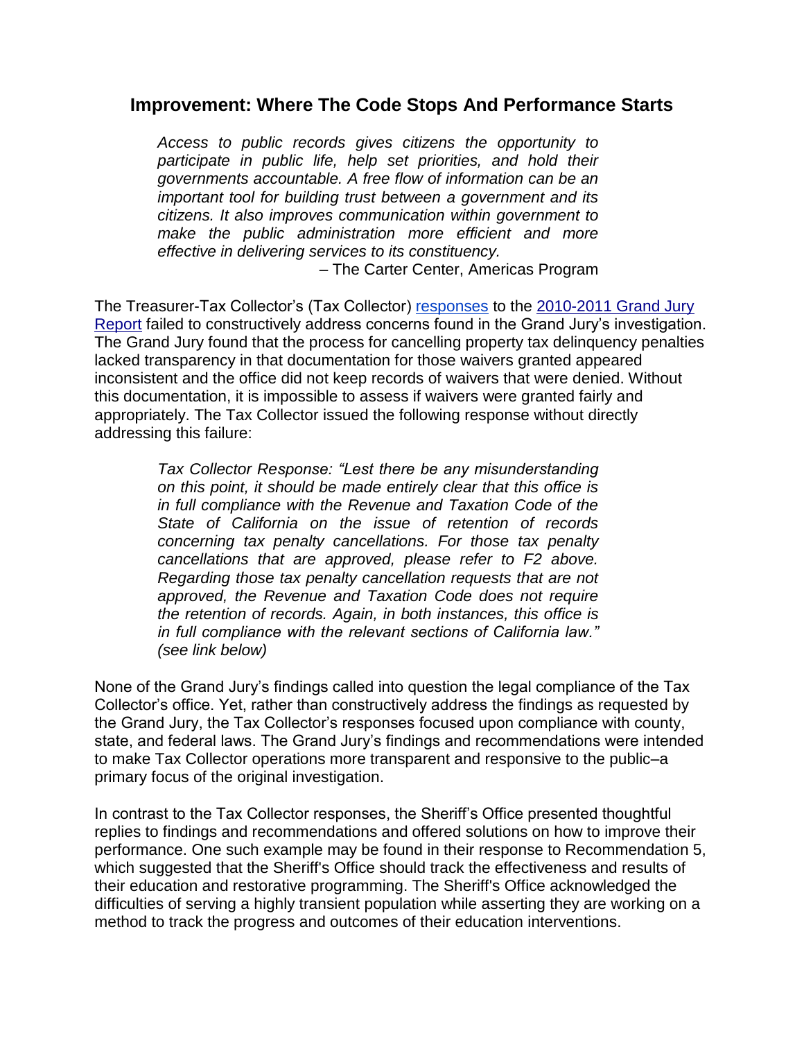## Improvement: Where The Code Stops And Performance Starts

> *Access to public records gives citizens the opportunity to participate in public life, help set priorities, and hold their governments accountable. A free flow of information can be an important tool for building trust between a government and its citizens. It also improves communication within government to make the public administration more efficient and more effective in delivering services to its constituency.*
>
> – The Carter Center, Americas Program

The Treasurer-Tax Collector's (Tax Collector) [responses](#) to the [2010-2011 Grand Jury Report](#) failed to constructively address concerns found in the Grand Jury's investigation. The Grand Jury found that the process for cancelling property tax delinquency penalties lacked transparency in that documentation for those waivers granted appeared inconsistent and the office did not keep records of waivers that were denied. Without this documentation, it is impossible to assess if waivers were granted fairly and appropriately. The Tax Collector issued the following response without directly addressing this failure:

> *Tax Collector Response: "Lest there be any misunderstanding on this point, it should be made entirely clear that this office is in full compliance with the Revenue and Taxation Code of the State of California on the issue of retention of records concerning tax penalty cancellations. For those tax penalty cancellations that are approved, please refer to F2 above. Regarding those tax penalty cancellation requests that are not approved, the Revenue and Taxation Code does not require the retention of records. Again, in both instances, this office is in full compliance with the relevant sections of California law." (see link below)*

None of the Grand Jury's findings called into question the legal compliance of the Tax Collector's office. Yet, rather than constructively address the findings as requested by the Grand Jury, the Tax Collector's responses focused upon compliance with county, state, and federal laws. The Grand Jury's findings and recommendations were intended to make Tax Collector operations more transparent and responsive to the public–a primary focus of the original investigation.

In contrast to the Tax Collector responses, the Sheriff's Office presented thoughtful replies to findings and recommendations and offered solutions on how to improve their performance. One such example may be found in their response to Recommendation 5, which suggested that the Sheriff's Office should track the effectiveness and results of their education and restorative programming. The Sheriff's Office acknowledged the difficulties of serving a highly transient population while asserting they are working on a method to track the progress and outcomes of their education interventions.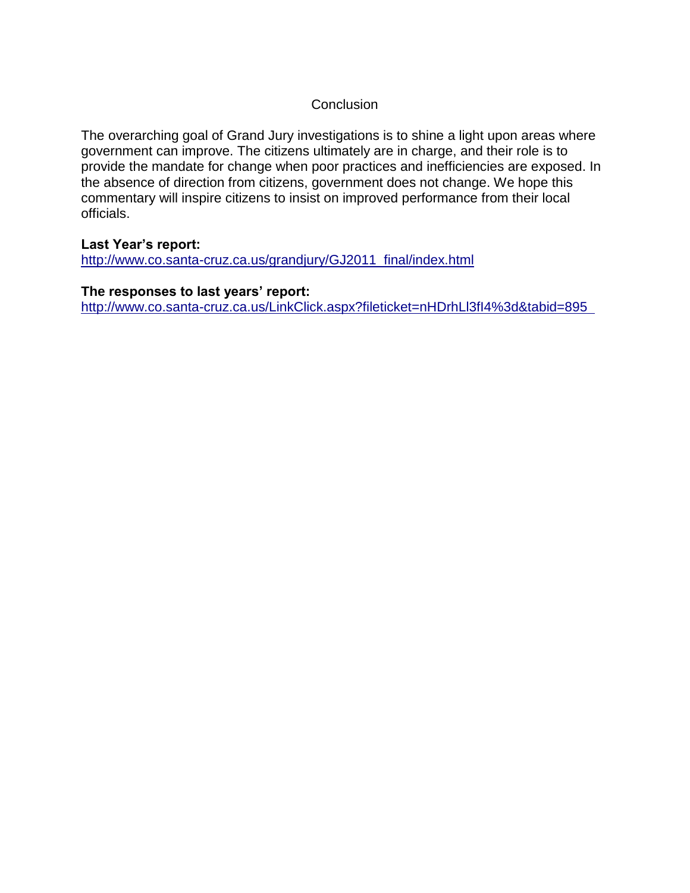## Conclusion

The overarching goal of Grand Jury investigations is to shine a light upon areas where government can improve. The citizens ultimately are in charge, and their role is to provide the mandate for change when poor practices and inefficiencies are exposed. In the absence of direction from citizens, government does not change. We hope this commentary will inspire citizens to insist on improved performance from their local officials.

**Last Year's report:**
http://www.co.santa-cruz.ca.us/grandjury/GJ2011_final/index.html

**The responses to last years' report:**
http://www.co.santa-cruz.ca.us/LinkClick.aspx?fileticket=nHDrhLl3fI4%3d&tabid=895